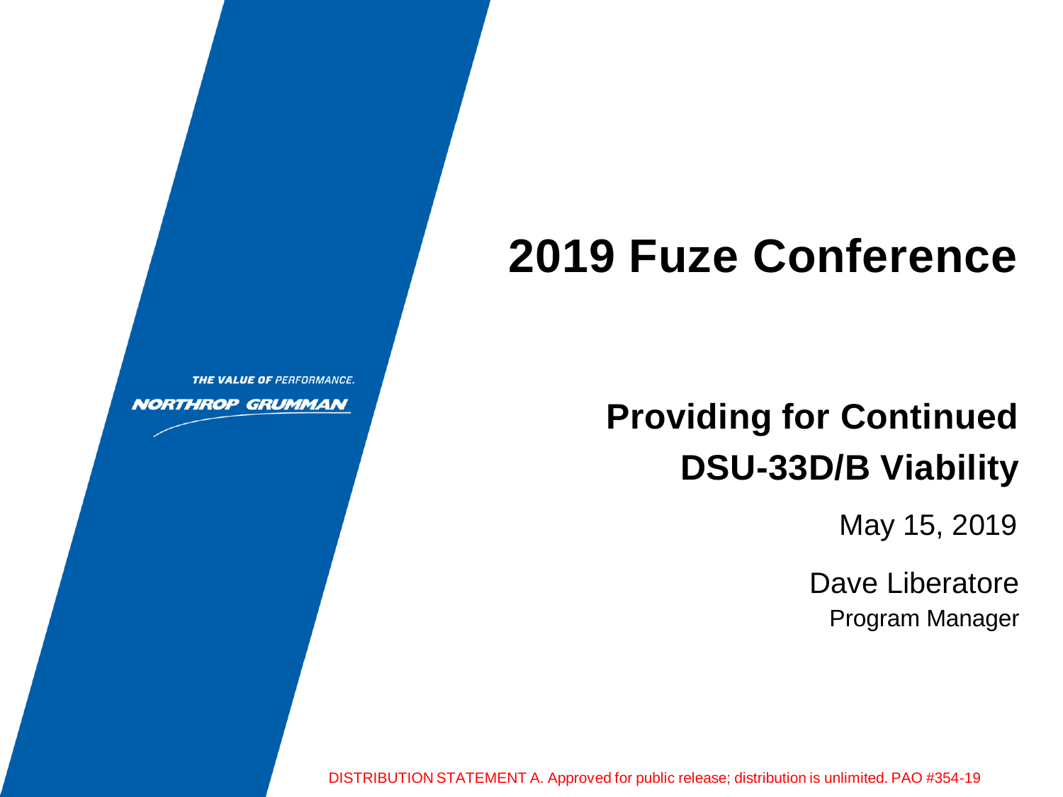# 2019 Fuze Conference

THE VALUE OF PERFORMANCE.

NORTHROP GRUMMAN

## Providing for Continued DSU-33D/B Viability

May 15, 2019

Dave Liberatore

Program Manager

DISTRIBUTION STATEMENT A. Approved for public release; distribution is unlimited. PAO #354-19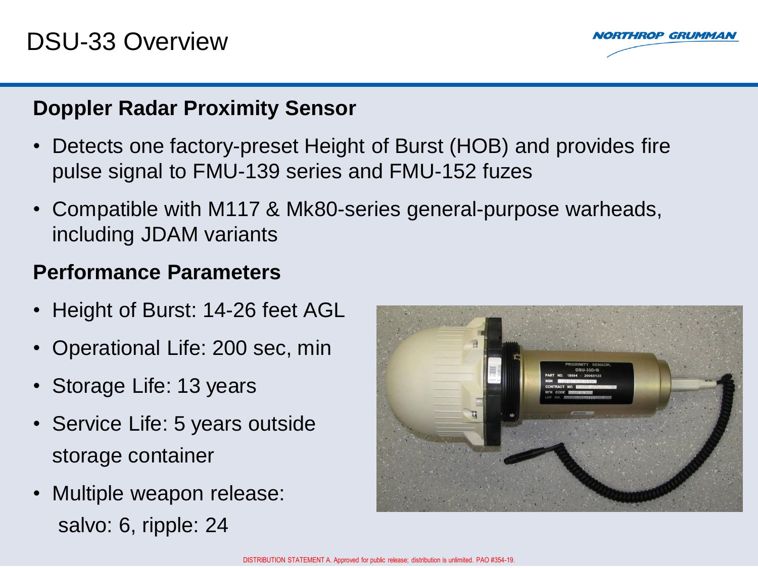# DSU-33 Overview

## Doppler Radar Proximity Sensor

- Detects one factory-preset Height of Burst (HOB) and provides fire pulse signal to FMU-139 series and FMU-152 fuzes
- Compatible with M117 & Mk80-series general-purpose warheads, including JDAM variants

## Performance Parameters

- Height of Burst: 14-26 feet AGL
- Operational Life: 200 sec, min
- Storage Life: 13 years
- Service Life: 5 years outside storage container
- Multiple weapon release: salvo: 6, ripple: 24

DISTRIBUTION STATEMENT A. Approved for public release; distribution is unlimited. PAO #354-19.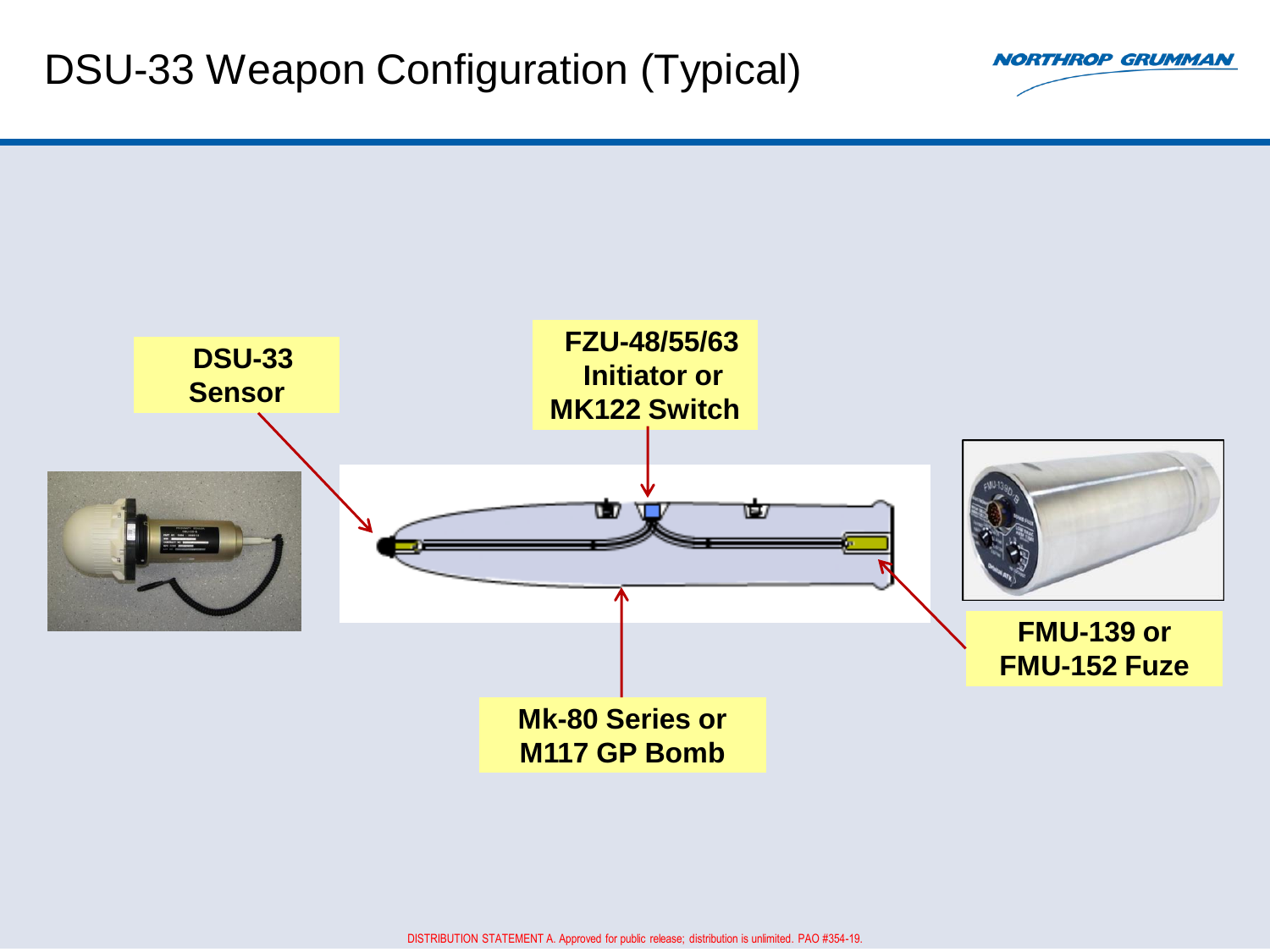# DSU-33 Weapon Configuration (Typical)

**DSU-33 Sensor**

**FZU-48/55/63 Initiator or MK122 Switch**

**FMU-139 or FMU-152 Fuze**

**Mk-80 Series or M117 GP Bomb**

DISTRIBUTION STATEMENT A. Approved for public release; distribution is unlimited. PAO #354-19.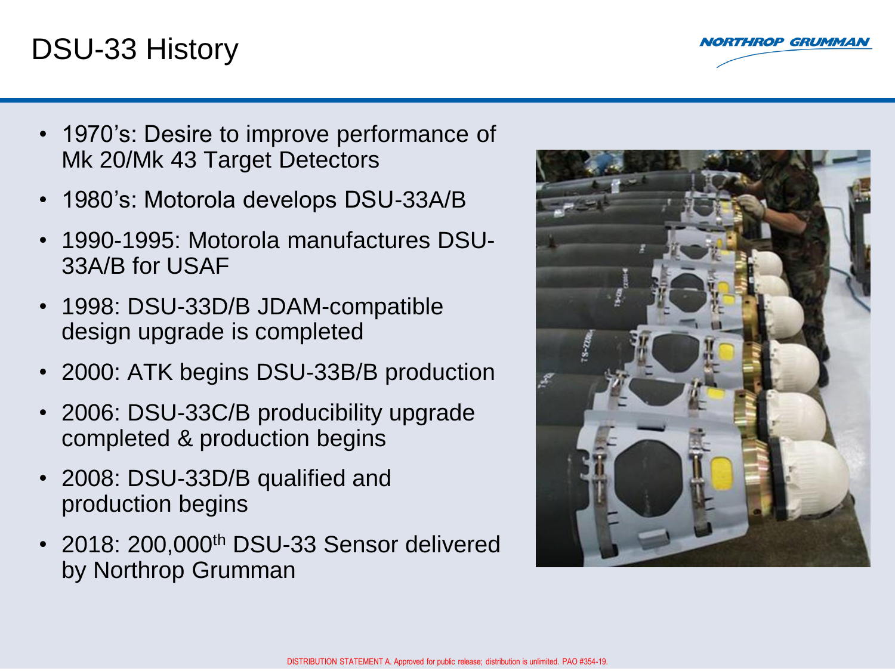# DSU-33 History

- 1970's: Desire to improve performance of Mk 20/Mk 43 Target Detectors
- 1980's: Motorola develops DSU-33A/B
- 1990-1995: Motorola manufactures DSU-33A/B for USAF
- 1998: DSU-33D/B JDAM-compatible design upgrade is completed
- 2000: ATK begins DSU-33B/B production
- 2006: DSU-33C/B producibility upgrade completed & production begins
- 2008: DSU-33D/B qualified and production begins
- 2018: 200,000th DSU-33 Sensor delivered by Northrop Grumman

DISTRIBUTION STATEMENT A. Approved for public release; distribution is unlimited. PAO #354-19.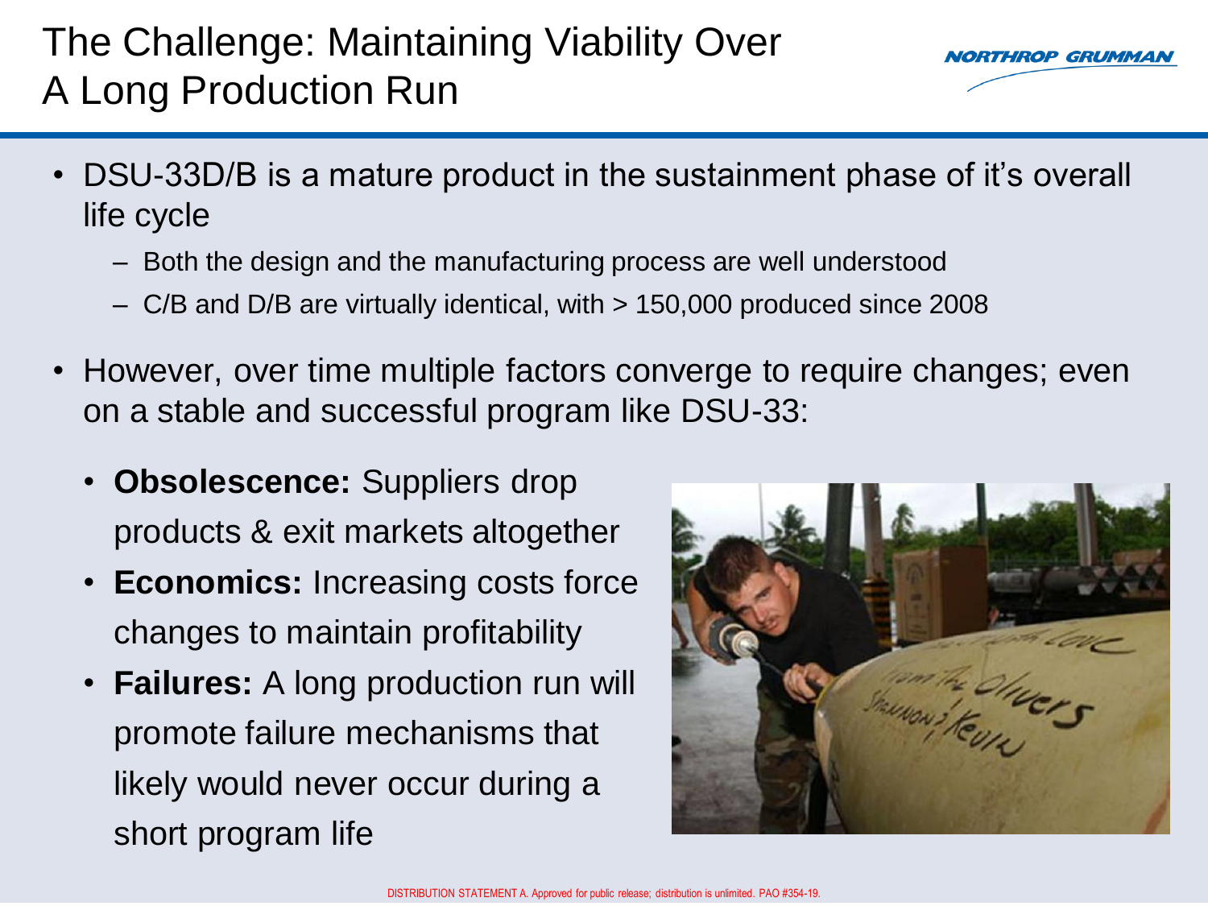# The Challenge: Maintaining Viability Over A Long Production Run

- DSU-33D/B is a mature product in the sustainment phase of it's overall life cycle
  - Both the design and the manufacturing process are well understood
  - C/B and D/B are virtually identical, with > 150,000 produced since 2008
- However, over time multiple factors converge to require changes; even on a stable and successful program like DSU-33:
  - **Obsolescence:** Suppliers drop products & exit markets altogether
  - **Economics:** Increasing costs force changes to maintain profitability
  - **Failures:** A long production run will promote failure mechanisms that likely would never occur during a short program life

DISTRIBUTION STATEMENT A. Approved for public release; distribution is unlimited. PAO #354-19.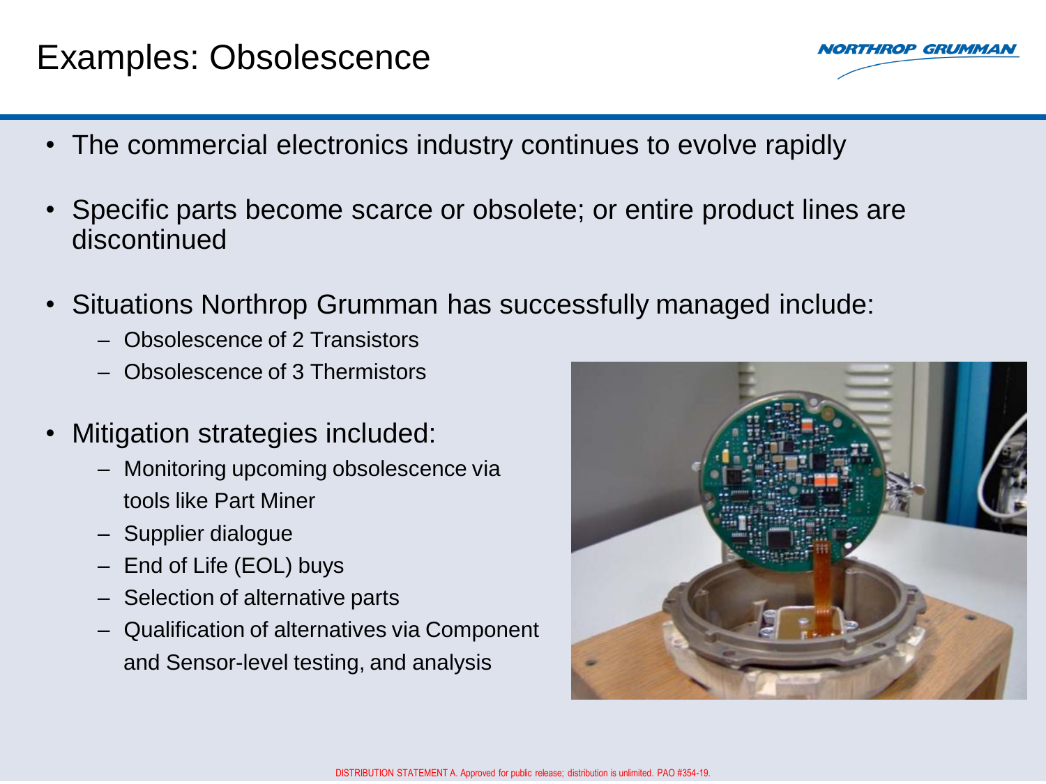# Examples: Obsolescence

- The commercial electronics industry continues to evolve rapidly
- Specific parts become scarce or obsolete; or entire product lines are discontinued
- Situations Northrop Grumman has successfully managed include:
  - Obsolescence of 2 Transistors
  - Obsolescence of 3 Thermistors
- Mitigation strategies included:
  - Monitoring upcoming obsolescence via tools like Part Miner
  - Supplier dialogue
  - End of Life (EOL) buys
  - Selection of alternative parts
  - Qualification of alternatives via Component and Sensor-level testing, and analysis

DISTRIBUTION STATEMENT A. Approved for public release; distribution is unlimited. PAO #354-19.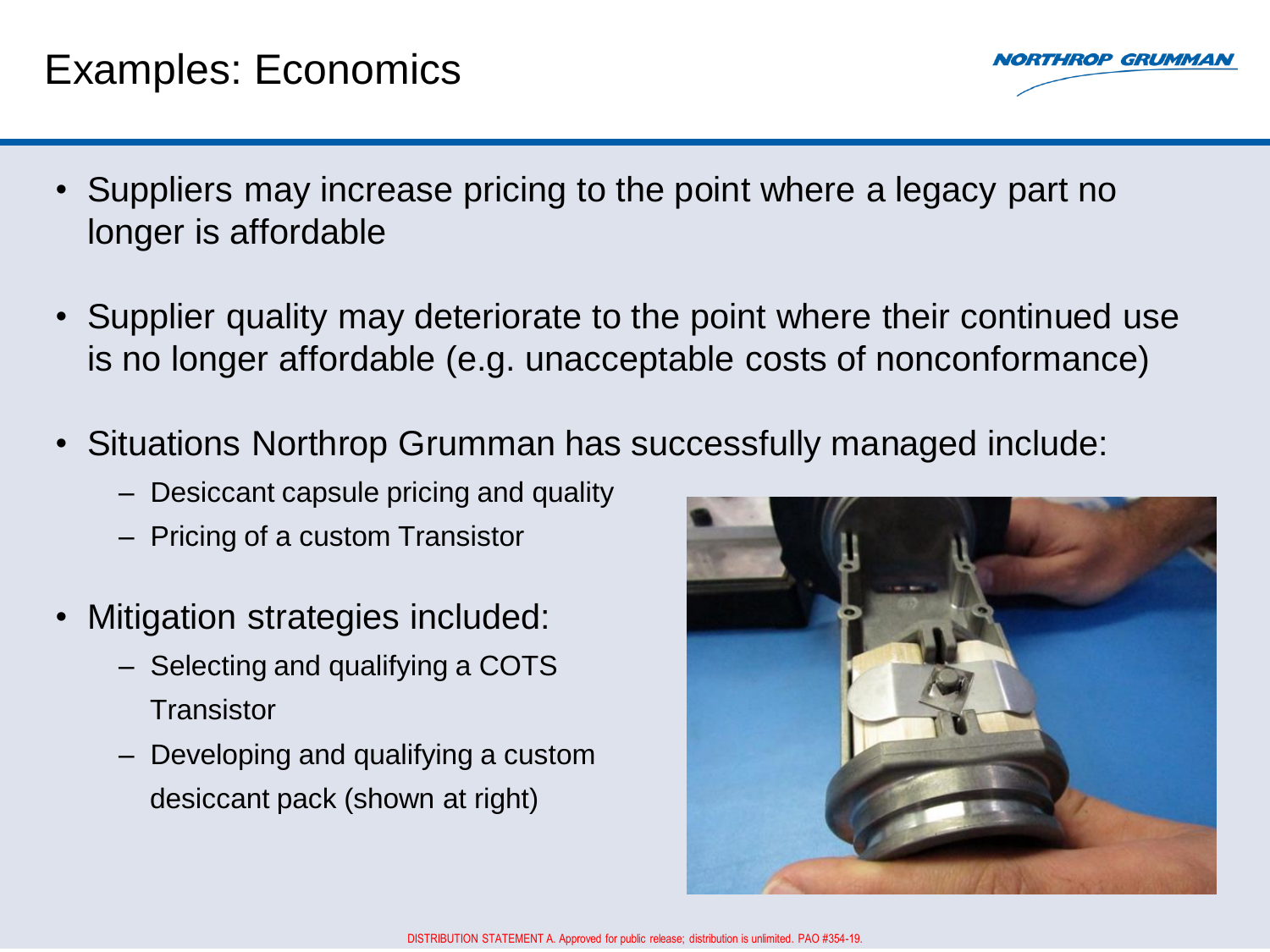# Examples: Economics

- Suppliers may increase pricing to the point where a legacy part no longer is affordable
- Supplier quality may deteriorate to the point where their continued use is no longer affordable (e.g. unacceptable costs of nonconformance)
- Situations Northrop Grumman has successfully managed include:
  - Desiccant capsule pricing and quality
  - Pricing of a custom Transistor
- Mitigation strategies included:
  - Selecting and qualifying a COTS Transistor
  - Developing and qualifying a custom desiccant pack (shown at right)

DISTRIBUTION STATEMENT A. Approved for public release; distribution is unlimited. PAO #354-19.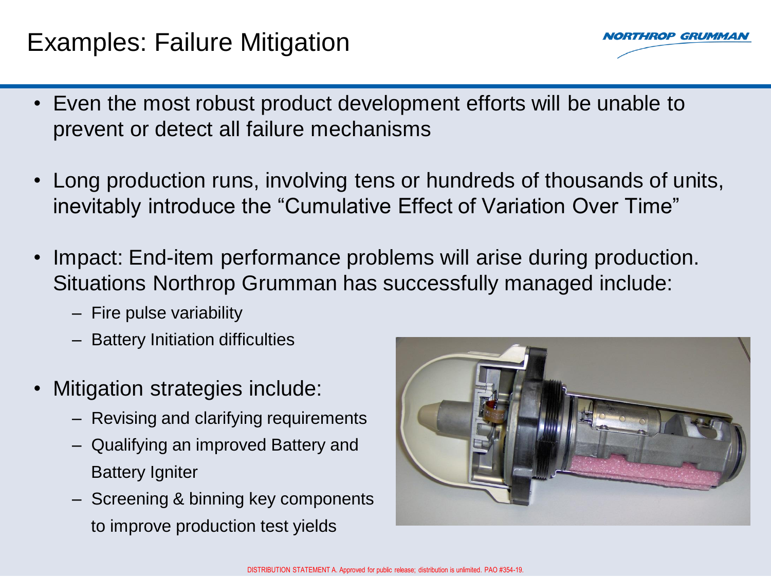# Examples: Failure Mitigation

- Even the most robust product development efforts will be unable to prevent or detect all failure mechanisms
- Long production runs, involving tens or hundreds of thousands of units, inevitably introduce the “Cumulative Effect of Variation Over Time”
- Impact: End-item performance problems will arise during production. Situations Northrop Grumman has successfully managed include:
  - Fire pulse variability
  - Battery Initiation difficulties
- Mitigation strategies include:
  - Revising and clarifying requirements
  - Qualifying an improved Battery and Battery Igniter
  - Screening & binning key components to improve production test yields

DISTRIBUTION STATEMENT A. Approved for public release; distribution is unlimited. PAO #354-19.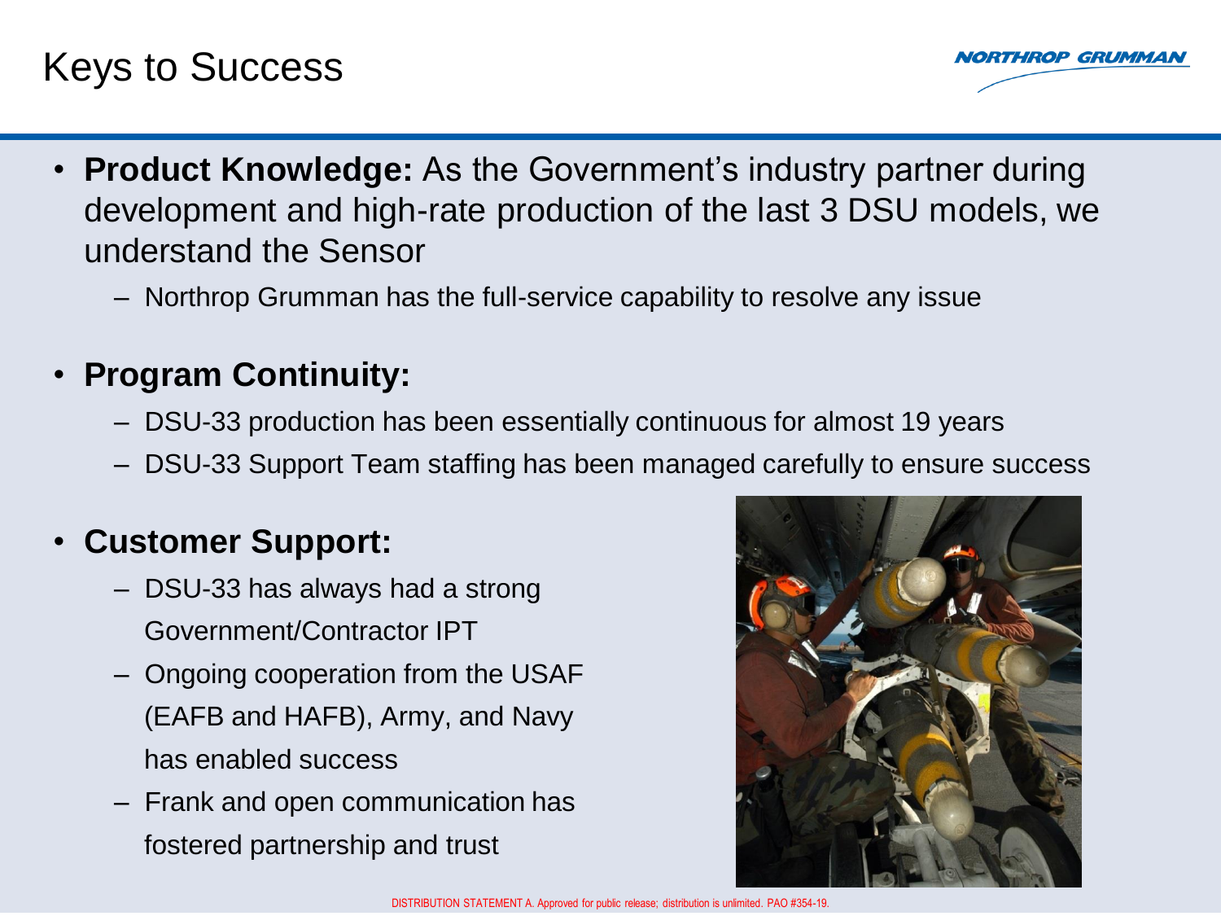# Keys to Success

- **Product Knowledge:** As the Government's industry partner during development and high-rate production of the last 3 DSU models, we understand the Sensor
  - Northrop Grumman has the full-service capability to resolve any issue
- **Program Continuity:**
  - DSU-33 production has been essentially continuous for almost 19 years
  - DSU-33 Support Team staffing has been managed carefully to ensure success
- **Customer Support:**
  - DSU-33 has always had a strong Government/Contractor IPT
  - Ongoing cooperation from the USAF (EAFB and HAFB), Army, and Navy has enabled success
  - Frank and open communication has fostered partnership and trust

DISTRIBUTION STATEMENT A. Approved for public release; distribution is unlimited. PAO #354-19.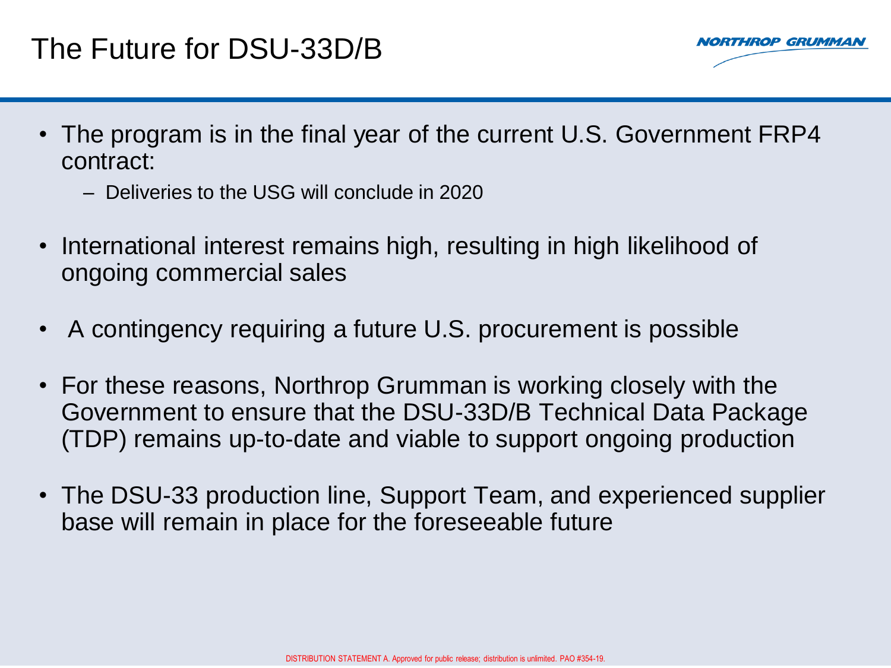# The Future for DSU-33D/B

- The program is in the final year of the current U.S. Government FRP4 contract:
  - Deliveries to the USG will conclude in 2020
- International interest remains high, resulting in high likelihood of ongoing commercial sales
- A contingency requiring a future U.S. procurement is possible
- For these reasons, Northrop Grumman is working closely with the Government to ensure that the DSU-33D/B Technical Data Package (TDP) remains up-to-date and viable to support ongoing production
- The DSU-33 production line, Support Team, and experienced supplier base will remain in place for the foreseeable future

DISTRIBUTION STATEMENT A. Approved for public release; distribution is unlimited. PAO #354-19.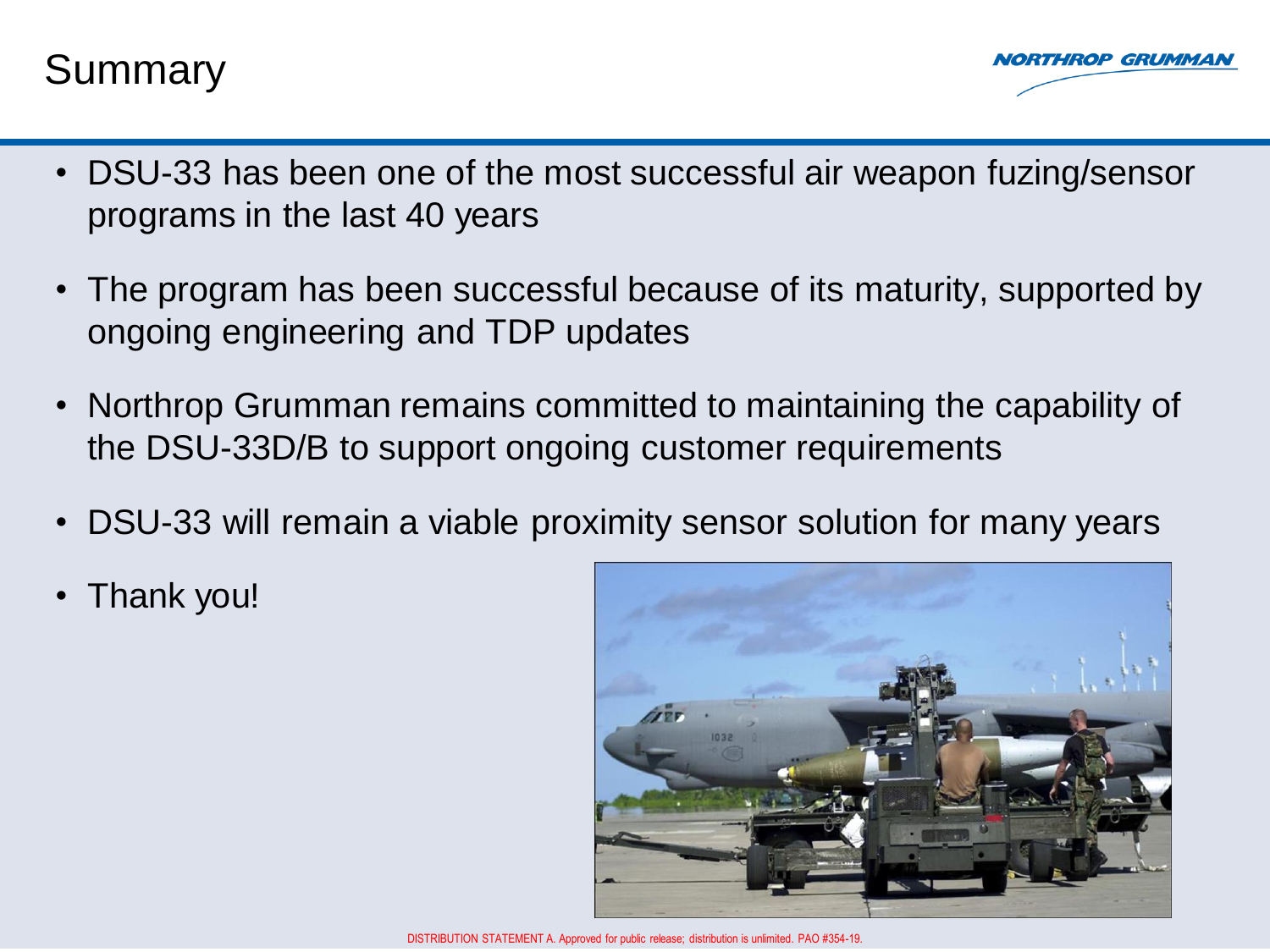# Summary

- DSU-33 has been one of the most successful air weapon fuzing/sensor programs in the last 40 years
- The program has been successful because of its maturity, supported by ongoing engineering and TDP updates
- Northrop Grumman remains committed to maintaining the capability of the DSU-33D/B to support ongoing customer requirements
- DSU-33 will remain a viable proximity sensor solution for many years
- Thank you!

DISTRIBUTION STATEMENT A. Approved for public release; distribution is unlimited. PAO #354-19.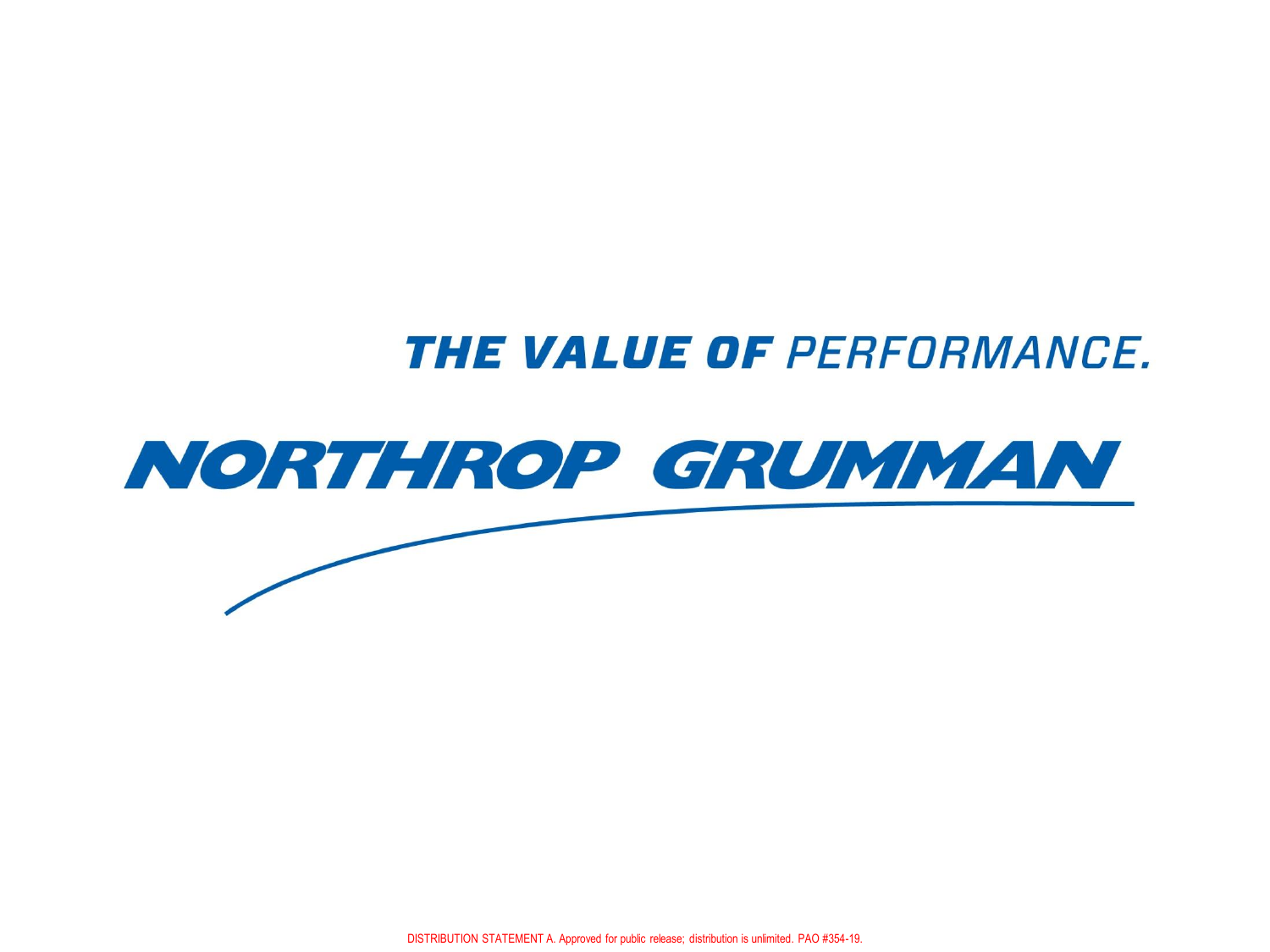THE VALUE OF PERFORMANCE.

NORTHROP GRUMMAN

DISTRIBUTION STATEMENT A. Approved for public release; distribution is unlimited. PAO #354-19.